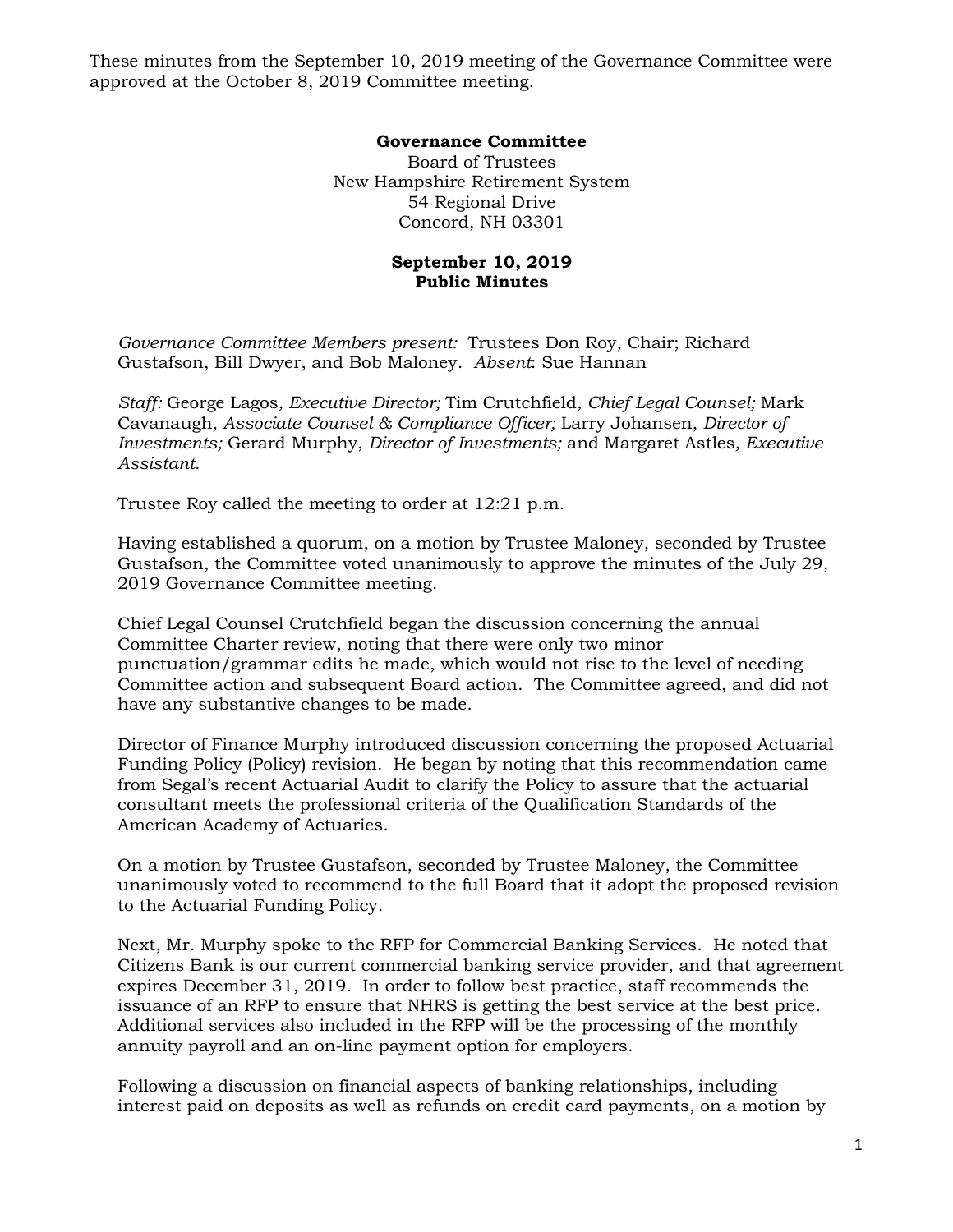These minutes from the September 10, 2019 meeting of the Governance Committee were approved at the October 8, 2019 Committee meeting.

**Governance Committee**
Board of Trustees
New Hampshire Retirement System
54 Regional Drive
Concord, NH 03301

**September 10, 2019**
**Public Minutes**

*Governance Committee Members present:* Trustees Don Roy, Chair; Richard Gustafson, Bill Dwyer, and Bob Maloney. *Absent*: Sue Hannan

*Staff:* George Lagos*, Executive Director;* Tim Crutchfield*, Chief Legal Counsel;* Mark Cavanaugh*, Associate Counsel & Compliance Officer;* Larry Johansen, *Director of Investments;* Gerard Murphy, *Director of Investments;* and Margaret Astles*, Executive Assistant.*

Trustee Roy called the meeting to order at 12:21 p.m.

Having established a quorum, on a motion by Trustee Maloney, seconded by Trustee Gustafson, the Committee voted unanimously to approve the minutes of the July 29, 2019 Governance Committee meeting.

Chief Legal Counsel Crutchfield began the discussion concerning the annual Committee Charter review, noting that there were only two minor punctuation/grammar edits he made, which would not rise to the level of needing Committee action and subsequent Board action. The Committee agreed, and did not have any substantive changes to be made.

Director of Finance Murphy introduced discussion concerning the proposed Actuarial Funding Policy (Policy) revision. He began by noting that this recommendation came from Segal's recent Actuarial Audit to clarify the Policy to assure that the actuarial consultant meets the professional criteria of the Qualification Standards of the American Academy of Actuaries.

On a motion by Trustee Gustafson, seconded by Trustee Maloney, the Committee unanimously voted to recommend to the full Board that it adopt the proposed revision to the Actuarial Funding Policy.

Next, Mr. Murphy spoke to the RFP for Commercial Banking Services. He noted that Citizens Bank is our current commercial banking service provider, and that agreement expires December 31, 2019. In order to follow best practice, staff recommends the issuance of an RFP to ensure that NHRS is getting the best service at the best price. Additional services also included in the RFP will be the processing of the monthly annuity payroll and an on-line payment option for employers.

Following a discussion on financial aspects of banking relationships, including interest paid on deposits as well as refunds on credit card payments, on a motion by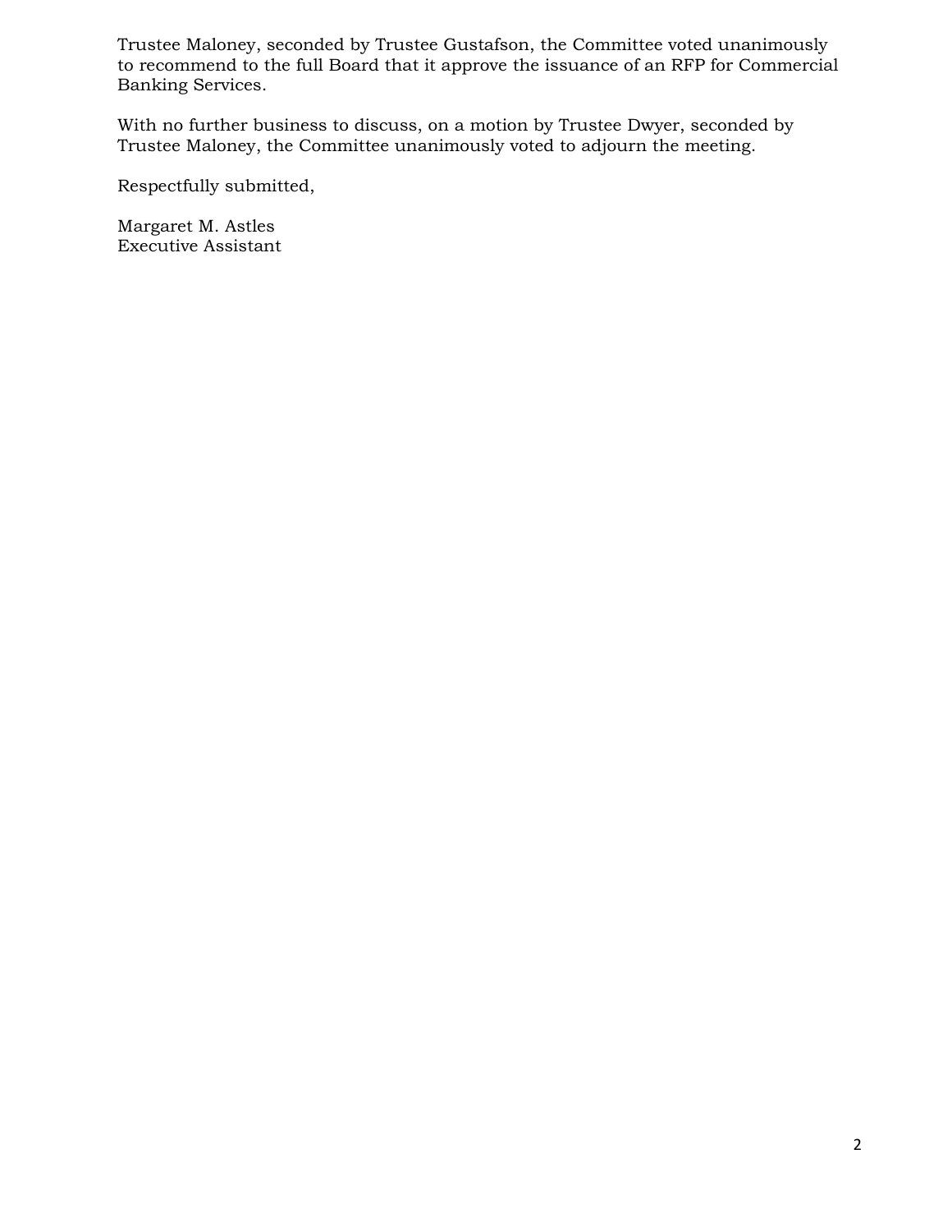Trustee Maloney, seconded by Trustee Gustafson, the Committee voted unanimously to recommend to the full Board that it approve the issuance of an RFP for Commercial Banking Services.

With no further business to discuss, on a motion by Trustee Dwyer, seconded by Trustee Maloney, the Committee unanimously voted to adjourn the meeting.

Respectfully submitted,

Margaret M. Astles
Executive Assistant